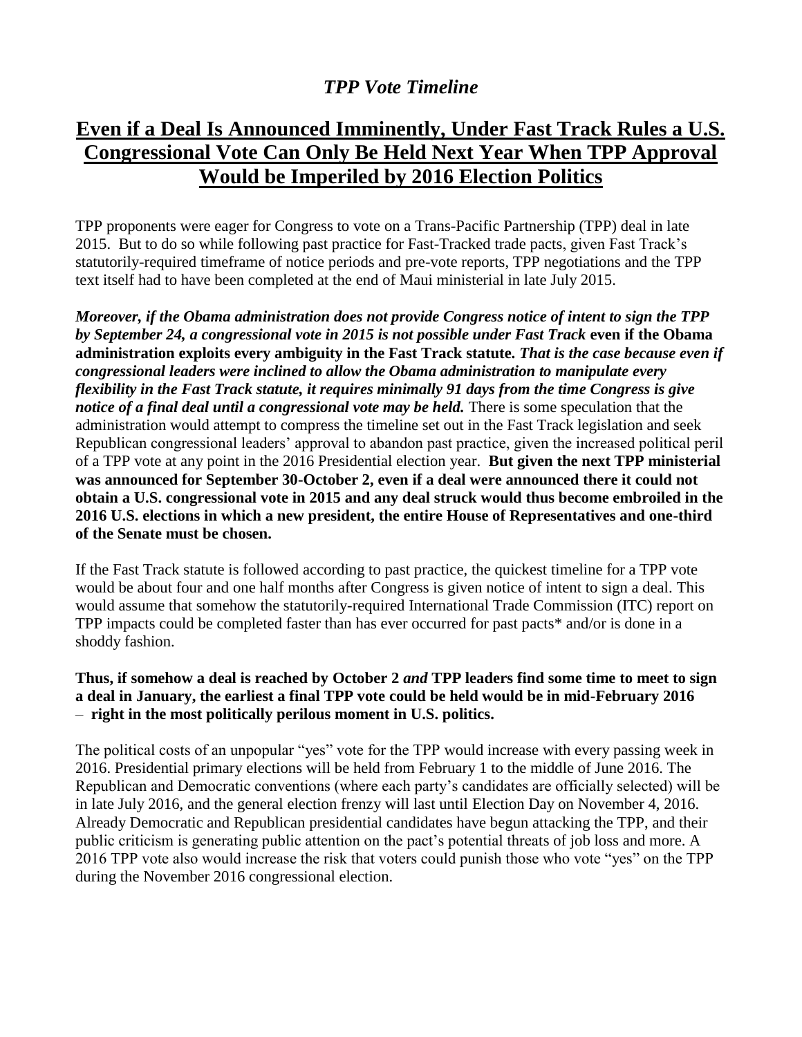# *TPP Vote Timeline*

## Even if a Deal Is Announced Imminently, Under Fast Track Rules a U.S. Congressional Vote Can Only Be Held Next Year When TPP Approval Would be Imperiled by 2016 Election Politics

TPP proponents were eager for Congress to vote on a Trans-Pacific Partnership (TPP) deal in late 2015. But to do so while following past practice for Fast-Tracked trade pacts, given Fast Track's statutorily-required timeframe of notice periods and pre-vote reports, TPP negotiations and the TPP text itself had to have been completed at the end of Maui ministerial in late July 2015.

***Moreover, if the Obama administration does not provide Congress notice of intent to sign the TPP by September 24, a congressional vote in 2015 is not possible under Fast Track*** **even if the Obama administration exploits every ambiguity in the Fast Track statute.** ***That is the case because even if congressional leaders were inclined to allow the Obama administration to manipulate every flexibility in the Fast Track statute, it requires minimally 91 days from the time Congress is give notice of a final deal until a congressional vote may be held.*** There is some speculation that the administration would attempt to compress the timeline set out in the Fast Track legislation and seek Republican congressional leaders' approval to abandon past practice, given the increased political peril of a TPP vote at any point in the 2016 Presidential election year. **But given the next TPP ministerial was announced for September 30-October 2, even if a deal were announced there it could not obtain a U.S. congressional vote in 2015 and any deal struck would thus become embroiled in the 2016 U.S. elections in which a new president, the entire House of Representatives and one-third of the Senate must be chosen.**

If the Fast Track statute is followed according to past practice, the quickest timeline for a TPP vote would be about four and one half months after Congress is given notice of intent to sign a deal. This would assume that somehow the statutorily-required International Trade Commission (ITC) report on TPP impacts could be completed faster than has ever occurred for past pacts* and/or is done in a shoddy fashion.

**Thus, if somehow a deal is reached by October 2 *and* TPP leaders find some time to meet to sign a deal in January, the earliest a final TPP vote could be held would be in mid-February 2016 – right in the most politically perilous moment in U.S. politics.**

The political costs of an unpopular "yes" vote for the TPP would increase with every passing week in 2016. Presidential primary elections will be held from February 1 to the middle of June 2016. The Republican and Democratic conventions (where each party's candidates are officially selected) will be in late July 2016, and the general election frenzy will last until Election Day on November 4, 2016. Already Democratic and Republican presidential candidates have begun attacking the TPP, and their public criticism is generating public attention on the pact's potential threats of job loss and more. A 2016 TPP vote also would increase the risk that voters could punish those who vote "yes" on the TPP during the November 2016 congressional election.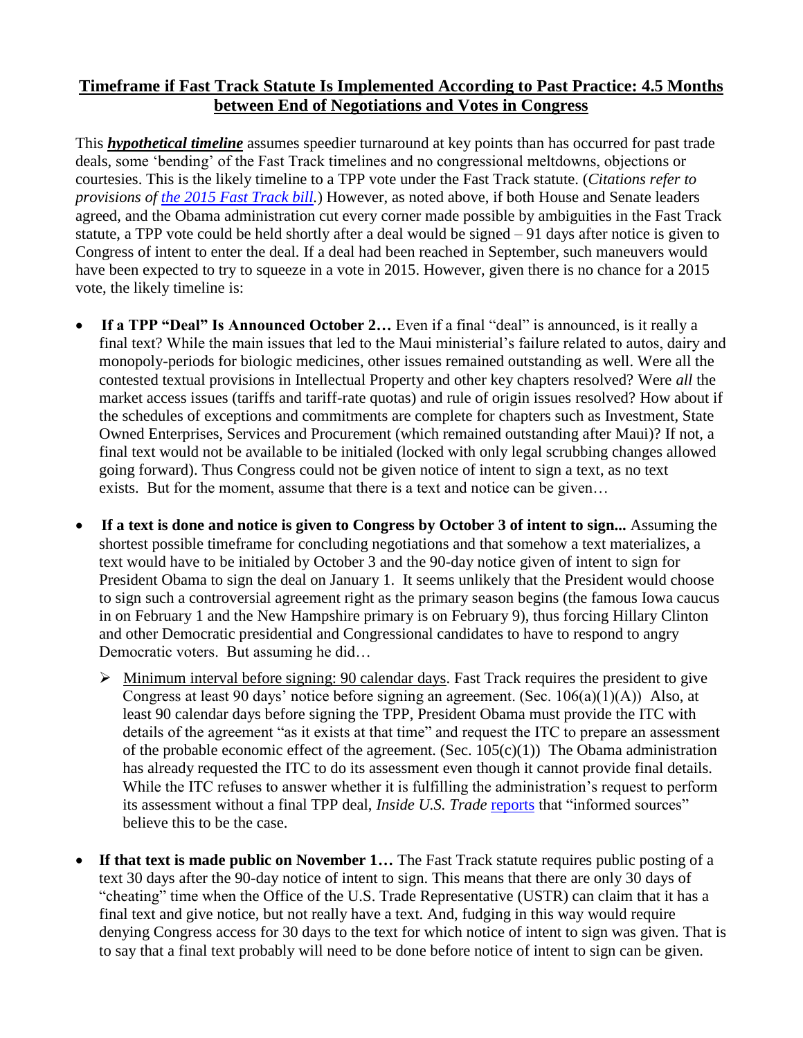## Timeframe if Fast Track Statute Is Implemented According to Past Practice: 4.5 Months between End of Negotiations and Votes in Congress

This ***hypothetical timeline*** assumes speedier turnaround at key points than has occurred for past trade deals, some 'bending' of the Fast Track timelines and no congressional meltdowns, objections or courtesies. This is the likely timeline to a TPP vote under the Fast Track statute. (*Citations refer to provisions of [the 2015 Fast Track bill](the 2015 Fast Track bill).*) However, as noted above, if both House and Senate leaders agreed, and the Obama administration cut every corner made possible by ambiguities in the Fast Track statute, a TPP vote could be held shortly after a deal would be signed – 91 days after notice is given to Congress of intent to enter the deal. If a deal had been reached in September, such maneuvers would have been expected to try to squeeze in a vote in 2015. However, given there is no chance for a 2015 vote, the likely timeline is:

- **If a TPP "Deal" Is Announced October 2…** Even if a final "deal" is announced, is it really a final text? While the main issues that led to the Maui ministerial's failure related to autos, dairy and monopoly-periods for biologic medicines, other issues remained outstanding as well. Were all the contested textual provisions in Intellectual Property and other key chapters resolved? Were *all* the market access issues (tariffs and tariff-rate quotas) and rule of origin issues resolved? How about if the schedules of exceptions and commitments are complete for chapters such as Investment, State Owned Enterprises, Services and Procurement (which remained outstanding after Maui)? If not, a final text would not be available to be initialed (locked with only legal scrubbing changes allowed going forward). Thus Congress could not be given notice of intent to sign a text, as no text exists. But for the moment, assume that there is a text and notice can be given…

- **If a text is done and notice is given to Congress by October 3 of intent to sign...** Assuming the shortest possible timeframe for concluding negotiations and that somehow a text materializes, a text would have to be initialed by October 3 and the 90-day notice given of intent to sign for President Obama to sign the deal on January 1. It seems unlikely that the President would choose to sign such a controversial agreement right as the primary season begins (the famous Iowa caucus in on February 1 and the New Hampshire primary is on February 9), thus forcing Hillary Clinton and other Democratic presidential and Congressional candidates to have to respond to angry Democratic voters. But assuming he did…
  - Minimum interval before signing: 90 calendar days. Fast Track requires the president to give Congress at least 90 days' notice before signing an agreement. (Sec. 106(a)(1)(A)) Also, at least 90 calendar days before signing the TPP, President Obama must provide the ITC with details of the agreement "as it exists at that time" and request the ITC to prepare an assessment of the probable economic effect of the agreement. (Sec. 105(c)(1)) The Obama administration has already requested the ITC to do its assessment even though it cannot provide final details. While the ITC refuses to answer whether it is fulfilling the administration's request to perform its assessment without a final TPP deal, *Inside U.S. Trade* [reports](reports) that "informed sources" believe this to be the case.

- **If that text is made public on November 1…** The Fast Track statute requires public posting of a text 30 days after the 90-day notice of intent to sign. This means that there are only 30 days of "cheating" time when the Office of the U.S. Trade Representative (USTR) can claim that it has a final text and give notice, but not really have a text. And, fudging in this way would require denying Congress access for 30 days to the text for which notice of intent to sign was given. That is to say that a final text probably will need to be done before notice of intent to sign can be given.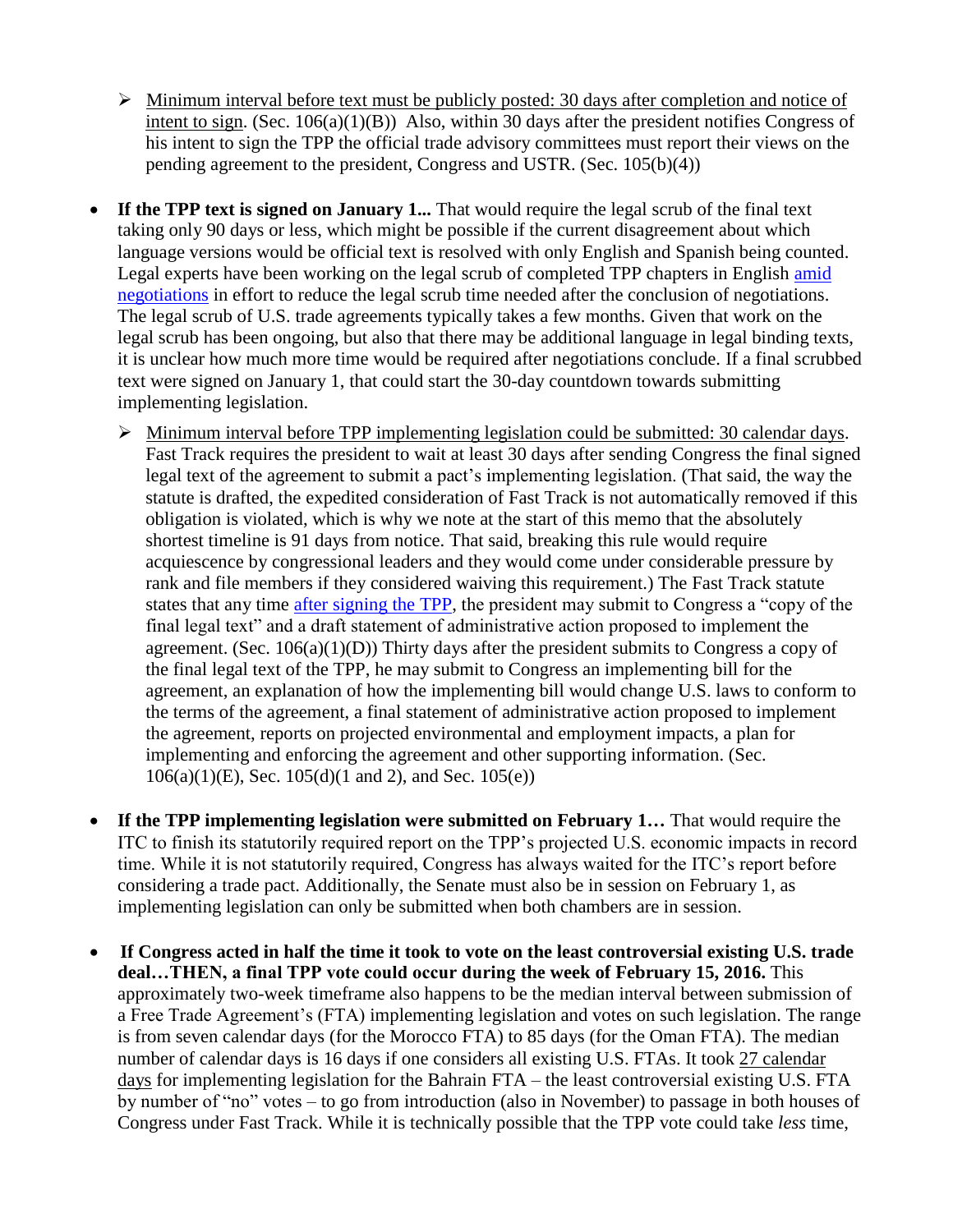- Minimum interval before text must be publicly posted: 30 days after completion and notice of intent to sign. (Sec. 106(a)(1)(B)) Also, within 30 days after the president notifies Congress of his intent to sign the TPP the official trade advisory committees must report their views on the pending agreement to the president, Congress and USTR. (Sec. 105(b)(4))

- **If the TPP text is signed on January 1...** That would require the legal scrub of the final text taking only 90 days or less, which might be possible if the current disagreement about which language versions would be official text is resolved with only English and Spanish being counted. Legal experts have been working on the legal scrub of completed TPP chapters in English amid negotiations in effort to reduce the legal scrub time needed after the conclusion of negotiations. The legal scrub of U.S. trade agreements typically takes a few months. Given that work on the legal scrub has been ongoing, but also that there may be additional language in legal binding texts, it is unclear how much more time would be required after negotiations conclude. If a final scrubbed text were signed on January 1, that could start the 30-day countdown towards submitting implementing legislation.
   - Minimum interval before TPP implementing legislation could be submitted: 30 calendar days. Fast Track requires the president to wait at least 30 days after sending Congress the final signed legal text of the agreement to submit a pact's implementing legislation. (That said, the way the statute is drafted, the expedited consideration of Fast Track is not automatically removed if this obligation is violated, which is why we note at the start of this memo that the absolutely shortest timeline is 91 days from notice. That said, breaking this rule would require acquiescence by congressional leaders and they would come under considerable pressure by rank and file members if they considered waiving this requirement.) The Fast Track statute states that any time after signing the TPP, the president may submit to Congress a "copy of the final legal text" and a draft statement of administrative action proposed to implement the agreement. (Sec. 106(a)(1)(D)) Thirty days after the president submits to Congress a copy of the final legal text of the TPP, he may submit to Congress an implementing bill for the agreement, an explanation of how the implementing bill would change U.S. laws to conform to the terms of the agreement, a final statement of administrative action proposed to implement the agreement, reports on projected environmental and employment impacts, a plan for implementing and enforcing the agreement and other supporting information. (Sec. 106(a)(1)(E), Sec. 105(d)(1 and 2), and Sec. 105(e))

- **If the TPP implementing legislation were submitted on February 1…** That would require the ITC to finish its statutorily required report on the TPP's projected U.S. economic impacts in record time. While it is not statutorily required, Congress has always waited for the ITC's report before considering a trade pact. Additionally, the Senate must also be in session on February 1, as implementing legislation can only be submitted when both chambers are in session.

- **If Congress acted in half the time it took to vote on the least controversial existing U.S. trade deal…THEN, a final TPP vote could occur during the week of February 15, 2016.** This approximately two-week timeframe also happens to be the median interval between submission of a Free Trade Agreement's (FTA) implementing legislation and votes on such legislation. The range is from seven calendar days (for the Morocco FTA) to 85 days (for the Oman FTA). The median number of calendar days is 16 days if one considers all existing U.S. FTAs. It took 27 calendar days for implementing legislation for the Bahrain FTA – the least controversial existing U.S. FTA by number of "no" votes – to go from introduction (also in November) to passage in both houses of Congress under Fast Track. While it is technically possible that the TPP vote could take *less* time,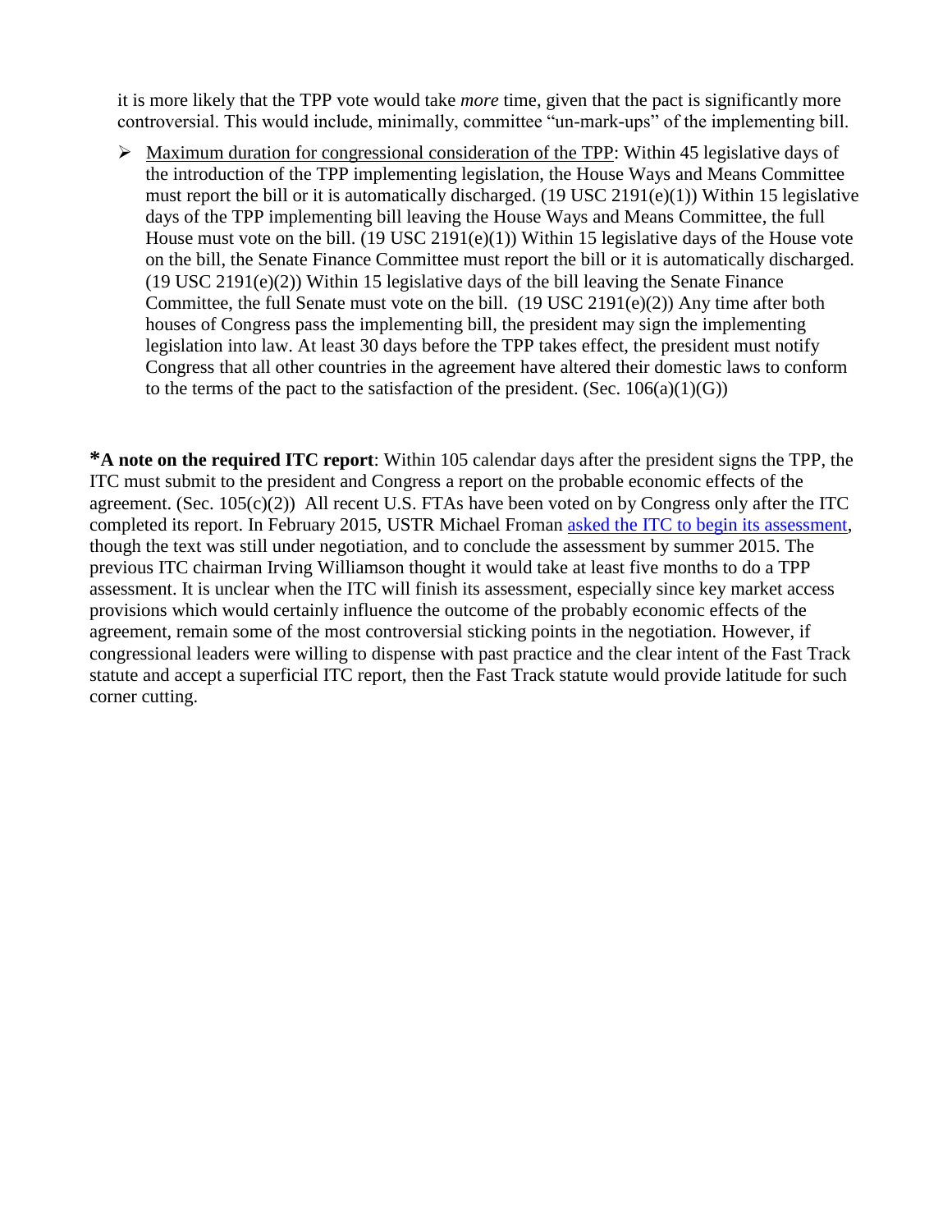it is more likely that the TPP vote would take *more* time, given that the pact is significantly more controversial. This would include, minimally, committee "un-mark-ups" of the implementing bill.

- Maximum duration for congressional consideration of the TPP: Within 45 legislative days of the introduction of the TPP implementing legislation, the House Ways and Means Committee must report the bill or it is automatically discharged. (19 USC 2191(e)(1)) Within 15 legislative days of the TPP implementing bill leaving the House Ways and Means Committee, the full House must vote on the bill. (19 USC 2191(e)(1)) Within 15 legislative days of the House vote on the bill, the Senate Finance Committee must report the bill or it is automatically discharged. (19 USC 2191(e)(2)) Within 15 legislative days of the bill leaving the Senate Finance Committee, the full Senate must vote on the bill. (19 USC 2191(e)(2)) Any time after both houses of Congress pass the implementing bill, the president may sign the implementing legislation into law. At least 30 days before the TPP takes effect, the president must notify Congress that all other countries in the agreement have altered their domestic laws to conform to the terms of the pact to the satisfaction of the president. (Sec. 106(a)(1)(G))

***A note on the required ITC report**: Within 105 calendar days after the president signs the TPP, the ITC must submit to the president and Congress a report on the probable economic effects of the agreement. (Sec. 105(c)(2)) All recent U.S. FTAs have been voted on by Congress only after the ITC completed its report. In February 2015, USTR Michael Froman asked the ITC to begin its assessment, though the text was still under negotiation, and to conclude the assessment by summer 2015. The previous ITC chairman Irving Williamson thought it would take at least five months to do a TPP assessment. It is unclear when the ITC will finish its assessment, especially since key market access provisions which would certainly influence the outcome of the probably economic effects of the agreement, remain some of the most controversial sticking points in the negotiation. However, if congressional leaders were willing to dispense with past practice and the clear intent of the Fast Track statute and accept a superficial ITC report, then the Fast Track statute would provide latitude for such corner cutting.